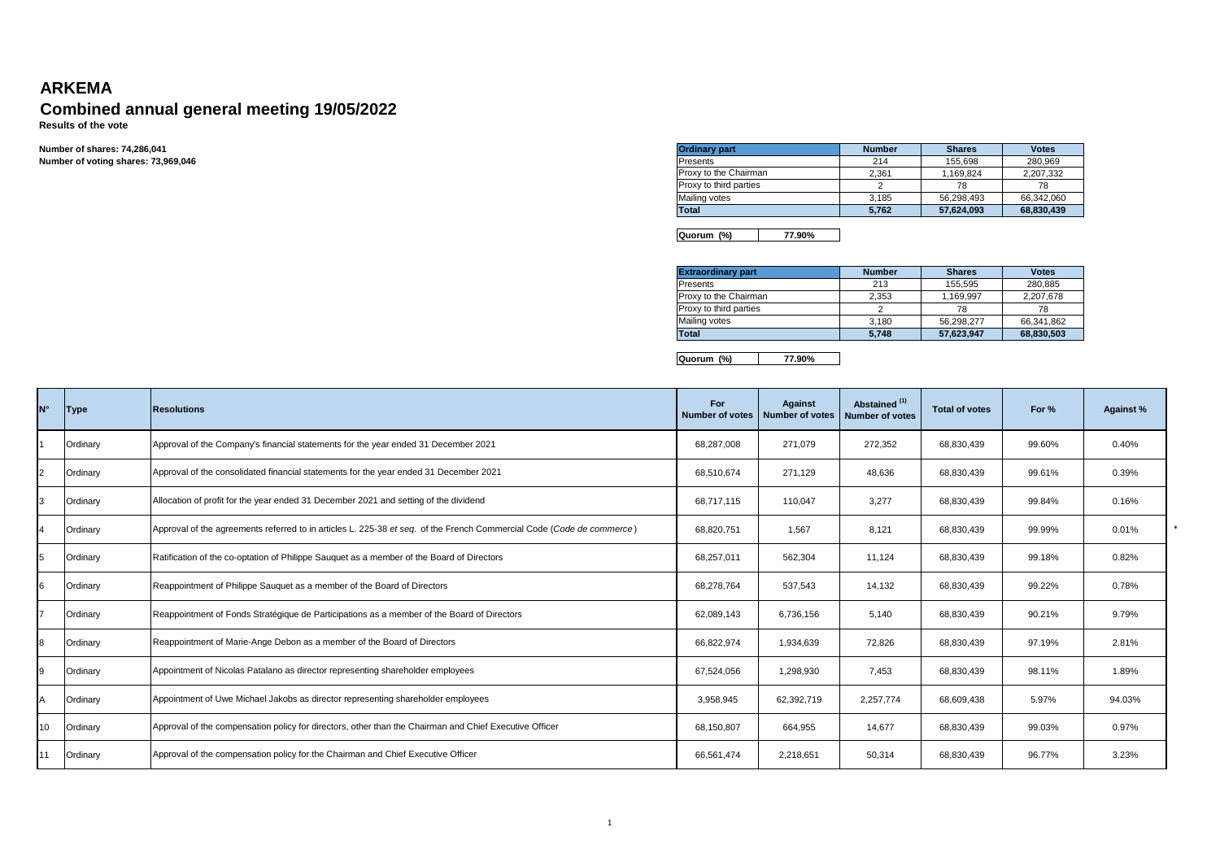# ARKEMA

## Combined annual general meeting 19/05/2022

**Results of the vote**

**Number of shares: 74,286,041**
**Number of voting shares: 73,969,046**

| Ordinary part | Number | Shares | Votes |
|---|---|---|---|
| Presents | 214 | 155,698 | 280,969 |
| Proxy to the Chairman | 2,361 | 1,169,824 | 2,207,332 |
| Proxy to third parties | 2 | 78 | 78 |
| Mailing votes | 3,185 | 56,298,493 | 66,342,060 |
| **Total** | **5,762** | **57,624,093** | **68,830,439** |

| Quorum (%) | 77.90% |
|---|---|

| Extraordinary part | Number | Shares | Votes |
|---|---|---|---|
| Presents | 213 | 155,595 | 280,885 |
| Proxy to the Chairman | 2,353 | 1,169,997 | 2,207,678 |
| Proxy to third parties | 2 | 78 | 78 |
| Mailing votes | 3,180 | 56,298,277 | 66,341,862 |
| **Total** | **5,748** | **57,623,947** | **68,830,503** |

| Quorum (%) | 77.90% |
|---|---|

| N° | Type | Resolutions | For Number of votes | Against Number of votes | Abstained (1) Number of votes | Total of votes | For % | Against % |
|---|---|---|---|---|---|---|---|---|
| 1 | Ordinary | Approval of the Company's financial statements for the year ended 31 December 2021 | 68,287,008 | 271,079 | 272,352 | 68,830,439 | 99.60% | 0.40% |
| 2 | Ordinary | Approval of the consolidated financial statements for the year ended 31 December 2021 | 68,510,674 | 271,129 | 48,636 | 68,830,439 | 99.61% | 0.39% |
| 3 | Ordinary | Allocation of profit for the year ended 31 December 2021 and setting of the dividend | 68,717,115 | 110,047 | 3,277 | 68,830,439 | 99.84% | 0.16% |
| 4 | Ordinary | Approval of the agreements referred to in articles L. 225-38 *et seq.* of the French Commercial Code (*Code de commerce*) | 68,820,751 | 1,567 | 8,121 | 68,830,439 | 99.99% | 0.01% * |
| 5 | Ordinary | Ratification of the co-optation of Philippe Sauquet as a member of the Board of Directors | 68,257,011 | 562,304 | 11,124 | 68,830,439 | 99.18% | 0.82% |
| 6 | Ordinary | Reappointment of Philippe Sauquet as a member of the Board of Directors | 68,278,764 | 537,543 | 14,132 | 68,830,439 | 99.22% | 0.78% |
| 7 | Ordinary | Reappointment of Fonds Stratégique de Participations as a member of the Board of Directors | 62,089,143 | 6,736,156 | 5,140 | 68,830,439 | 90.21% | 9.79% |
| 8 | Ordinary | Reappointment of Marie-Ange Debon as a member of the Board of Directors | 66,822,974 | 1,934,639 | 72,826 | 68,830,439 | 97.19% | 2.81% |
| 9 | Ordinary | Appointment of Nicolas Patalano as director representing shareholder employees | 67,524,056 | 1,298,930 | 7,453 | 68,830,439 | 98.11% | 1.89% |
| A | Ordinary | Appointment of Uwe Michael Jakobs as director representing shareholder employees | 3,958,945 | 62,392,719 | 2,257,774 | 68,609,438 | 5.97% | 94.03% |
| 10 | Ordinary | Approval of the compensation policy for directors, other than the Chairman and Chief Executive Officer | 68,150,807 | 664,955 | 14,677 | 68,830,439 | 99.03% | 0.97% |
| 11 | Ordinary | Approval of the compensation policy for the Chairman and Chief Executive Officer | 66,561,474 | 2,218,651 | 50,314 | 68,830,439 | 96.77% | 3.23% |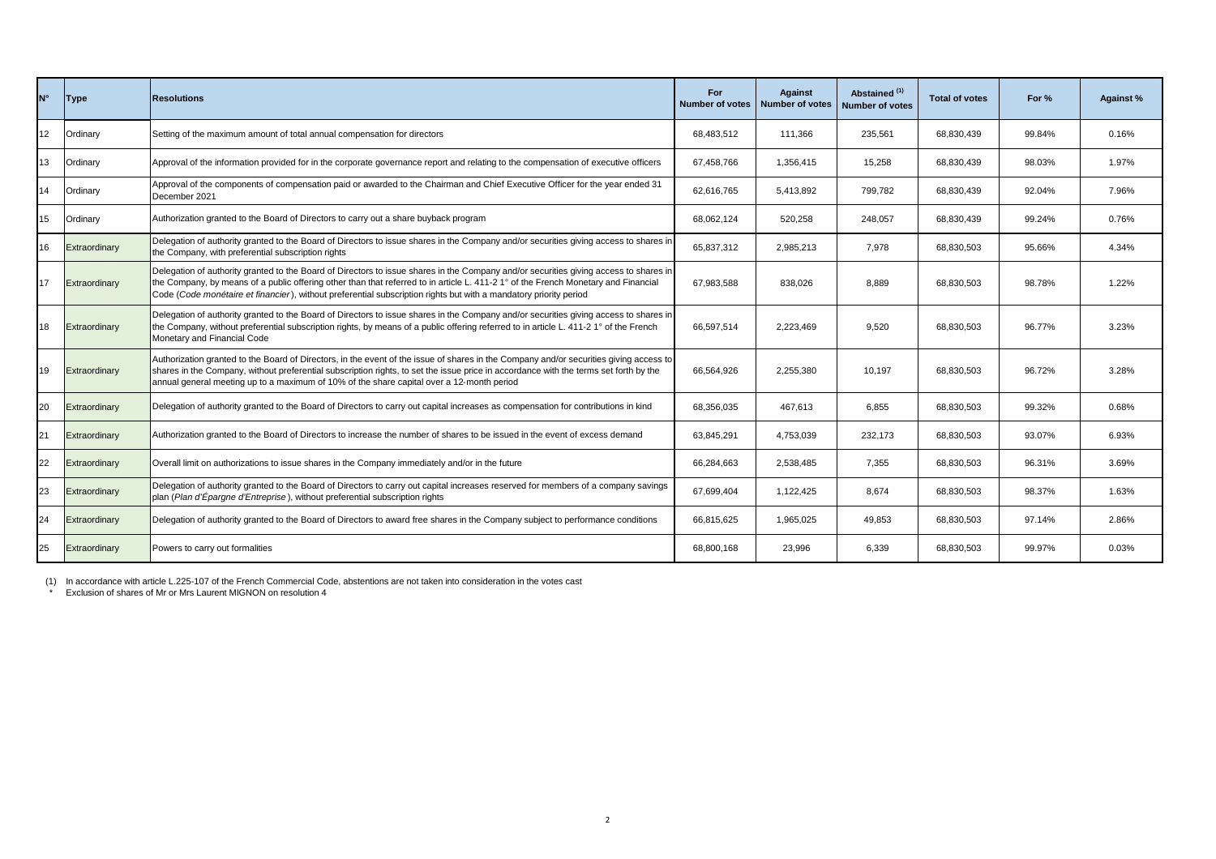| N° | Type | Resolutions | For Number of votes | Against Number of votes | Abstained [(1)] Number of votes | Total of votes | For % | Against % |
| --- | --- | --- | --- | --- | --- | --- | --- | --- |
| 12 | Ordinary | Setting of the maximum amount of total annual compensation for directors | 68,483,512 | 111,366 | 235,561 | 68,830,439 | 99.84% | 0.16% |
| 13 | Ordinary | Approval of the information provided for in the corporate governance report and relating to the compensation of executive officers | 67,458,766 | 1,356,415 | 15,258 | 68,830,439 | 98.03% | 1.97% |
| 14 | Ordinary | Approval of the components of compensation paid or awarded to the Chairman and Chief Executive Officer for the year ended 31 December 2021 | 62,616,765 | 5,413,892 | 799,782 | 68,830,439 | 92.04% | 7.96% |
| 15 | Ordinary | Authorization granted to the Board of Directors to carry out a share buyback program | 68,062,124 | 520,258 | 248,057 | 68,830,439 | 99.24% | 0.76% |
| 16 | Extraordinary | Delegation of authority granted to the Board of Directors to issue shares in the Company and/or securities giving access to shares in the Company, with preferential subscription rights | 65,837,312 | 2,985,213 | 7,978 | 68,830,503 | 95.66% | 4.34% |
| 17 | Extraordinary | Delegation of authority granted to the Board of Directors to issue shares in the Company and/or securities giving access to shares in the Company, by means of a public offering other than that referred to in article L. 411-2 1° of the French Monetary and Financial Code (*Code monétaire et financier*), without preferential subscription rights but with a mandatory priority period | 67,983,588 | 838,026 | 8,889 | 68,830,503 | 98.78% | 1.22% |
| 18 | Extraordinary | Delegation of authority granted to the Board of Directors to issue shares in the Company and/or securities giving access to shares in the Company, without preferential subscription rights, by means of a public offering referred to in article L. 411-2 1° of the French Monetary and Financial Code | 66,597,514 | 2,223,469 | 9,520 | 68,830,503 | 96.77% | 3.23% |
| 19 | Extraordinary | Authorization granted to the Board of Directors, in the event of the issue of shares in the Company and/or securities giving access to shares in the Company, without preferential subscription rights, to set the issue price in accordance with the terms set forth by the annual general meeting up to a maximum of 10% of the share capital over a 12-month period | 66,564,926 | 2,255,380 | 10,197 | 68,830,503 | 96.72% | 3.28% |
| 20 | Extraordinary | Delegation of authority granted to the Board of Directors to carry out capital increases as compensation for contributions in kind | 68,356,035 | 467,613 | 6,855 | 68,830,503 | 99.32% | 0.68% |
| 21 | Extraordinary | Authorization granted to the Board of Directors to increase the number of shares to be issued in the event of excess demand | 63,845,291 | 4,753,039 | 232,173 | 68,830,503 | 93.07% | 6.93% |
| 22 | Extraordinary | Overall limit on authorizations to issue shares in the Company immediately and/or in the future | 66,284,663 | 2,538,485 | 7,355 | 68,830,503 | 96.31% | 3.69% |
| 23 | Extraordinary | Delegation of authority granted to the Board of Directors to carry out capital increases reserved for members of a company savings plan (*Plan d'Épargne d'Entreprise*), without preferential subscription rights | 67,699,404 | 1,122,425 | 8,674 | 68,830,503 | 98.37% | 1.63% |
| 24 | Extraordinary | Delegation of authority granted to the Board of Directors to award free shares in the Company subject to performance conditions | 66,815,625 | 1,965,025 | 49,853 | 68,830,503 | 97.14% | 2.86% |
| 25 | Extraordinary | Powers to carry out formalities | 68,800,168 | 23,996 | 6,339 | 68,830,503 | 99.97% | 0.03% |

(1) In accordance with article L.225-107 of the French Commercial Code, abstentions are not taken into consideration in the votes cast

\* Exclusion of shares of Mr or Mrs Laurent MIGNON on resolution 4